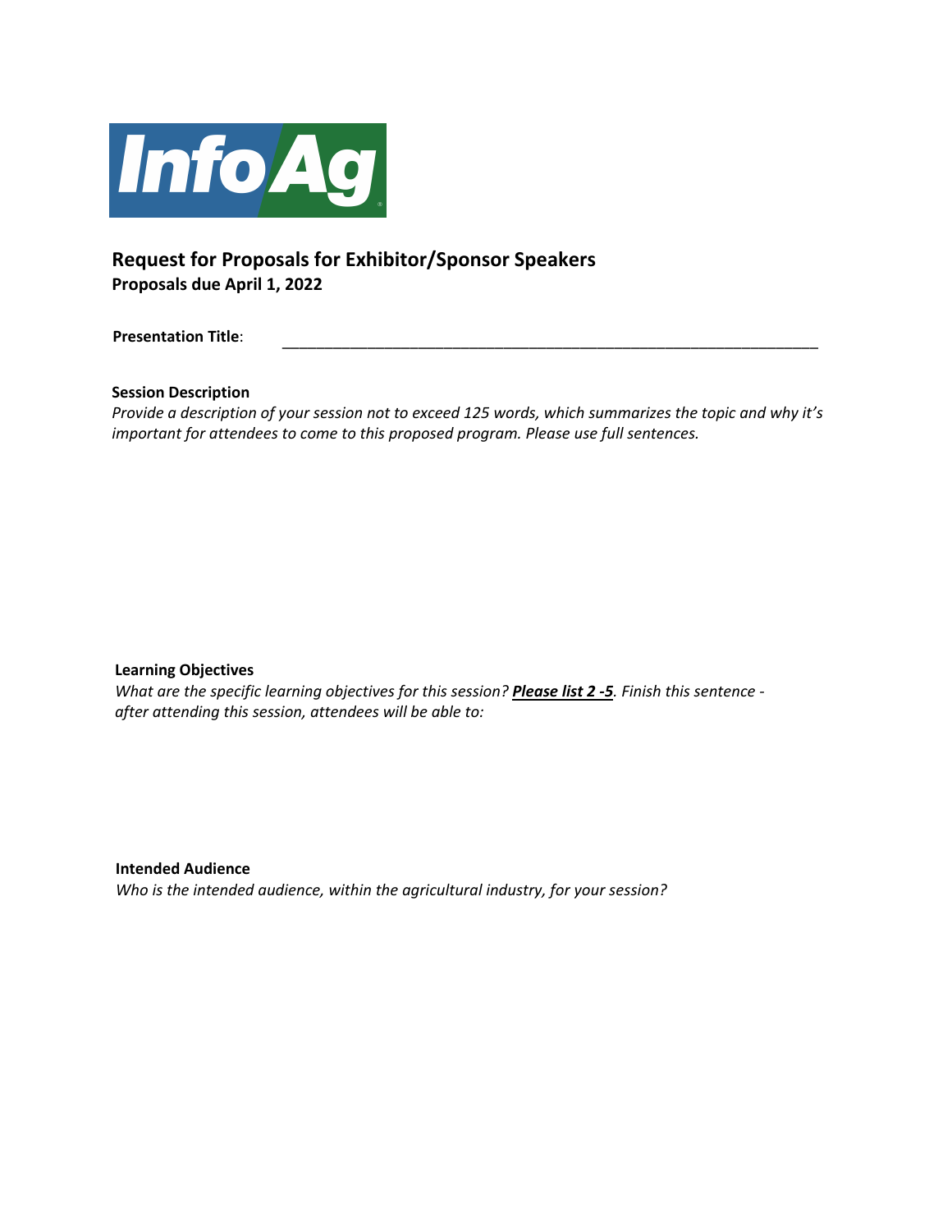InfoAg

## Request for Proposals for Exhibitor/Sponsor Speakers

**Proposals due April 1, 2022**

**Presentation Title**: \_\_\_\_\_\_\_\_\_\_\_\_\_\_\_\_\_\_\_\_\_\_\_\_\_\_\_\_\_\_\_\_\_\_\_\_\_\_\_\_\_\_\_\_\_\_\_\_\_\_\_\_\_\_\_\_\_\_\_\_\_\_

**Session Description**

*Provide a description of your session not to exceed 125 words, which summarizes the topic and why it's important for attendees to come to this proposed program. Please use full sentences.*

**Learning Objectives**

*What are the specific learning objectives for this session? **Please list 2 -5**. Finish this sentence - after attending this session, attendees will be able to:*

**Intended Audience**

*Who is the intended audience, within the agricultural industry, for your session?*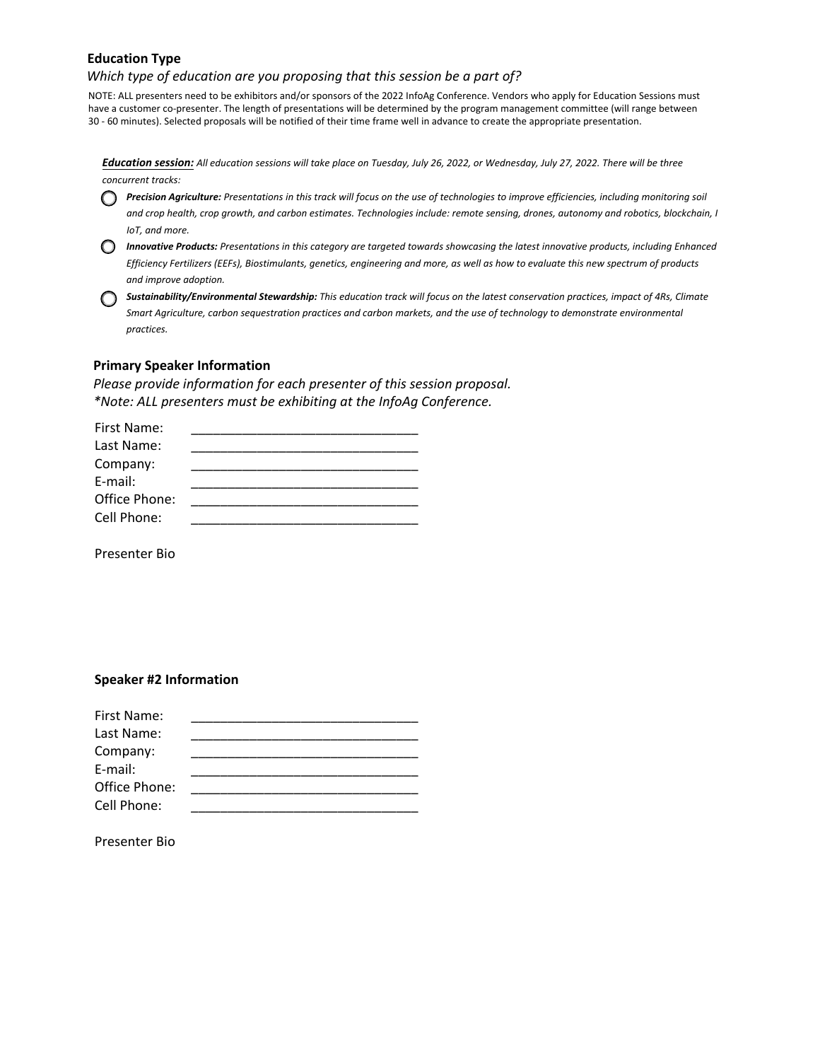**Education Type**

*Which type of education are you proposing that this session be a part of?*

NOTE: ALL presenters need to be exhibitors and/or sponsors of the 2022 InfoAg Conference. Vendors who apply for Education Sessions must have a customer co-presenter. The length of presentations will be determined by the program management committee (will range between 30 - 60 minutes). Selected proposals will be notified of their time frame well in advance to create the appropriate presentation.

***Education session:*** *All education sessions will take place on Tuesday, July 26, 2022, or Wednesday, July 27, 2022. There will be three concurrent tracks:*

- ◯ ***Precision Agriculture:*** *Presentations in this track will focus on the use of technologies to improve efficiencies, including monitoring soil and crop health, crop growth, and carbon estimates. Technologies include: remote sensing, drones, autonomy and robotics, blockchain, I IoT, and more.*
- ◯ ***Innovative Products:*** *Presentations in this category are targeted towards showcasing the latest innovative products, including Enhanced Efficiency Fertilizers (EEFs), Biostimulants, genetics, engineering and more, as well as how to evaluate this new spectrum of products and improve adoption.*
- ◯ ***Sustainability/Environmental Stewardship:*** *This education track will focus on the latest conservation practices, impact of 4Rs, Climate Smart Agriculture, carbon sequestration practices and carbon markets, and the use of technology to demonstrate environmental practices.*

**Primary Speaker Information**

*Please provide information for each presenter of this session proposal.*
*\*Note: ALL presenters must be exhibiting at the InfoAg Conference.*

First Name: ______________________________
Last Name: ______________________________
Company: ______________________________
E-mail: ______________________________
Office Phone: ______________________________
Cell Phone: ______________________________

Presenter Bio

**Speaker #2 Information**

First Name: ______________________________
Last Name: ______________________________
Company: ______________________________
E-mail: ______________________________
Office Phone: ______________________________
Cell Phone: ______________________________

Presenter Bio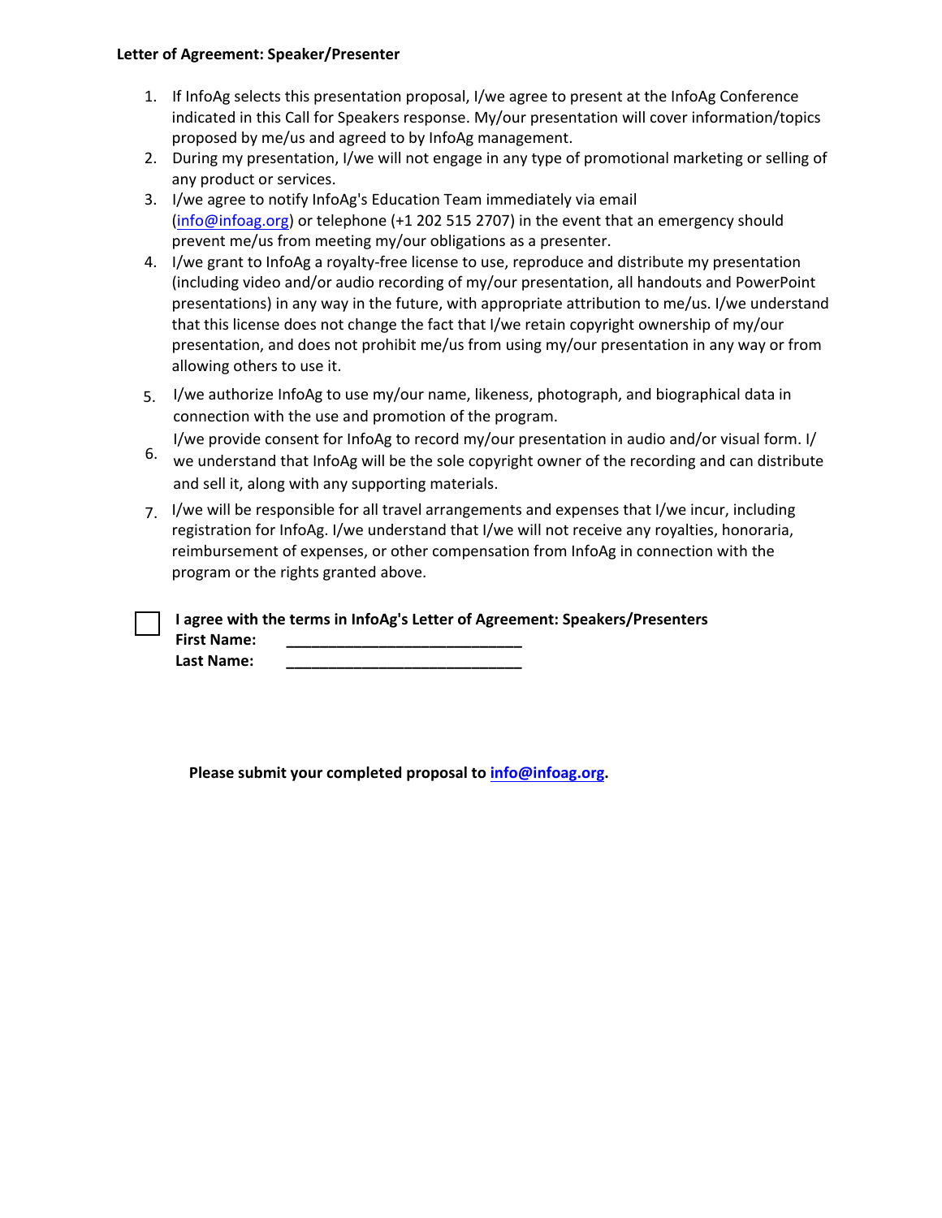**Letter of Agreement: Speaker/Presenter**

1. If InfoAg selects this presentation proposal, I/we agree to present at the InfoAg Conference indicated in this Call for Speakers response. My/our presentation will cover information/topics proposed by me/us and agreed to by InfoAg management.
2. During my presentation, I/we will not engage in any type of promotional marketing or selling of any product or services.
3. I/we agree to notify InfoAg's Education Team immediately via email (info@infoag.org) or telephone (+1 202 515 2707) in the event that an emergency should prevent me/us from meeting my/our obligations as a presenter.
4. I/we grant to InfoAg a royalty-free license to use, reproduce and distribute my presentation (including video and/or audio recording of my/our presentation, all handouts and PowerPoint presentations) in any way in the future, with appropriate attribution to me/us. I/we understand that this license does not change the fact that I/we retain copyright ownership of my/our presentation, and does not prohibit me/us from using my/our presentation in any way or from allowing others to use it.
5. I/we authorize InfoAg to use my/our name, likeness, photograph, and biographical data in connection with the use and promotion of the program.
6. I/we provide consent for InfoAg to record my/our presentation in audio and/or visual form. I/we understand that InfoAg will be the sole copyright owner of the recording and can distribute and sell it, along with any supporting materials.
7. I/we will be responsible for all travel arrangements and expenses that I/we incur, including registration for InfoAg. I/we understand that I/we will not receive any royalties, honoraria, reimbursement of expenses, or other compensation from InfoAg in connection with the program or the rights granted above.

☐ **I agree with the terms in InfoAg's Letter of Agreement: Speakers/Presenters**

**First Name:** ____________________________

**Last Name:** ____________________________

**Please submit your completed proposal to info@infoag.org.**